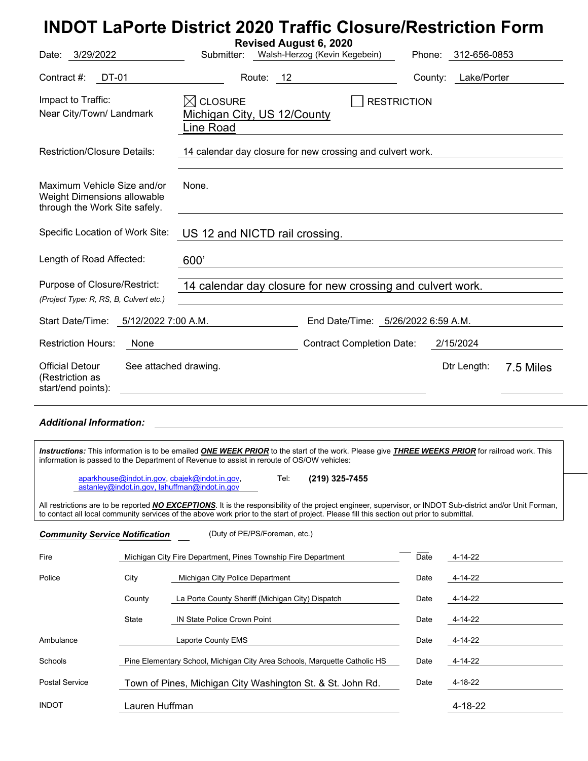# INDOT LaPorte District 2020 Traffic Closure/Restriction Form

**Revised August 6, 2020**

Date: 3/29/2022 Submitter: Walsh-Herzog (Kevin Kegebein) Phone: 312-656-0853

Contract #: DT-01 Route: 12 County: Lake/Porter

Impact to Traffic: ☒ CLOSURE ☐ RESTRICTION

Near City/Town/ Landmark: Michigan City, US 12/County Line Road

Restriction/Closure Details: 14 calendar day closure for new crossing and culvert work.

Maximum Vehicle Size and/or Weight Dimensions allowable through the Work Site safely: None.

Specific Location of Work Site: US 12 and NICTD rail crossing.

Length of Road Affected: 600’

Purpose of Closure/Restrict: 14 calendar day closure for new crossing and culvert work.
*(Project Type: R, RS, B, Culvert etc.)*

Start Date/Time: 5/12/2022 7:00 A.M. End Date/Time: 5/26/2022 6:59 A.M.

Restriction Hours: None Contract Completion Date: 2/15/2024

Official Detour (Restriction as start/end points): See attached drawing. Dtr Length: 7.5 Miles

***Additional Information:***

***Instructions:*** This information is to be emailed ***ONE WEEK PRIOR*** to the start of the work. Please give ***THREE WEEKS PRIOR*** for railroad work. This information is passed to the Department of Revenue to assist in reroute of OS/OW vehicles:

aparkhouse@indot.in.gov, cbajek@indot.in.gov, astanley@indot.in.gov, lahuffman@indot.in.gov Tel: **(219) 325-7455**

All restrictions are to be reported ***NO EXCEPTIONS***. It is the responsibility of the project engineer, supervisor, or INDOT Sub-district and/or Unit Forman, to contact all local community services of the above work prior to the start of project. Please fill this section out prior to submittal.

***Community Service Notification*** (Duty of PE/PS/Foreman, etc.)

| Service | | Notified | | Date |
|---|---|---|---|---|
| Fire | | Michigan City Fire Department, Pines Township Fire Department | Date | 4-14-22 |
| Police | City | Michigan City Police Department | Date | 4-14-22 |
| | County | La Porte County Sheriff (Michigan City) Dispatch | Date | 4-14-22 |
| | State | IN State Police Crown Point | Date | 4-14-22 |
| Ambulance | | Laporte County EMS | Date | 4-14-22 |
| Schools | | Pine Elementary School, Michigan City Area Schools, Marquette Catholic HS | Date | 4-14-22 |
| Postal Service | | Town of Pines, Michigan City Washington St. & St. John Rd. | Date | 4-18-22 |
| INDOT | | Lauren Huffman | | 4-18-22 |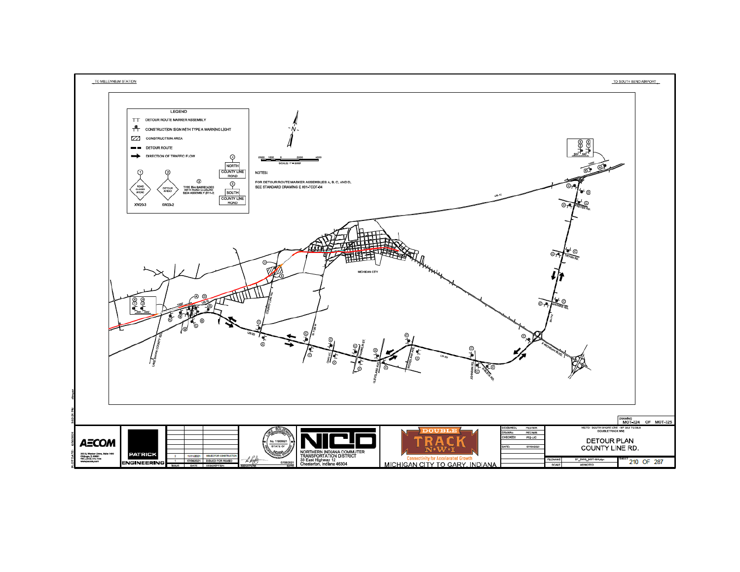TO MILLENNIUM STATION

TO SOUTH BEND AIRPORT

## LEGEND

- DETOUR ROUTE MARKER ASSEMBLY
- CONSTRUCTION SIGN WITH TYPE A WARNING LIGHT
- CONSTRUCTION AREA
- DETOUR ROUTE
- DIRECTION OF TRAFFIC FLOW

1. ROAD CLOSED AHEAD — XW20-3
2. DETOUR AHEAD — XW20-2
3. TYPE III-A BARRICADES WITH ROAD CLOSURE SIGN ASSEMBLY (R11-2)
4. NORTH COUNTY LINE ROAD
5. SOUTH COUNTY LINE ROAD

2000 1000 0 2000 4000

SCALE: 1" = 2000'

**NOTES:**

FOR DETOUR ROUTE MARKER ASSEMBLIES A, B, C, AND D, SEE STANDARD DRAWING E 801-TCDT-04

US-12 · US-20 · SR-212 · MICHIGAN CITY · COUNTY LINE RD. · N 100 W · LAKE SHORE COUNTY RD. · OHIO ST. · FRANKLIN ST. · CLEVELAND AVE. · WOODLAND AVE. · JOHNSON RD. · FIELDS RD. · E MICHIGAN BLVD. · WARNKE RD. · TRYON RD. · MEYER RD.

DRAWING MOT-324 OF MOT-325

AECOM — 303 E. Wacker Drive, Suite 1400, Chicago, IL 60601, www.aecom.com

PATRICK ENGINEERING

| ISSUE | DATE | DESCRIPTION |
|---|---|---|
| 2 | 11/11/2021 | ISSUED FOR CONSTRUCTION |
| 1 | 07/06/2021 | ISSUED FOR REBID |

No. 11900621 — STATE OF INDIANA — PROFESSIONAL ENGINEER — 07/06/2021

NORTHERN INDIANA COMMUTER TRANSPORTATION DISTRICT
33 East Highway 12
Chesterton, Indiana 46304

DOUBLE TRACK NWI — Connectivity for Accelerated Growth

MICHIGAN CITY TO GARY, INDIANA

| | |
|---|---|
| DESIGNED: | PEI/WR |
| DRAWN: | PEI/WR |
| CHECKED: | PEI/JJC |
| DATE: | 07/06/2021 |

NICTD - SOUTH SHORE LINE - MP 32.2 TO 58.8 DOUBLE TRACK NWI

# DETOUR PLAN COUNTY LINE RD.

| | |
|---|---|
| FILENAME | DT_DWG_MOT-324.dgn |
| SCALE | AS NOTED |

SHEET 210 OF 287